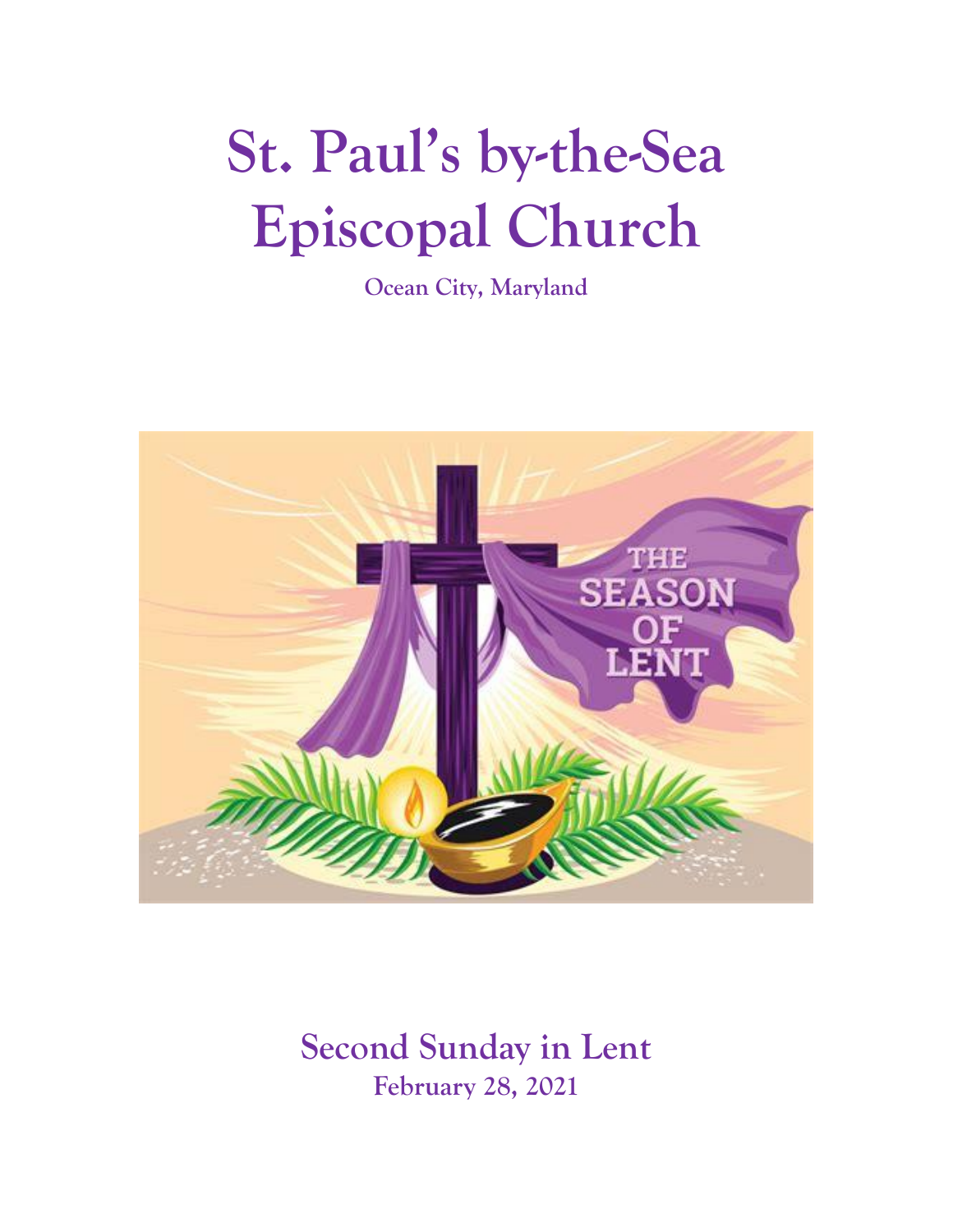# St. Paul's by-the-Sea Episcopal Church

**Ocean City, Maryland**

## Second Sunday in Lent

**February 28, 2021**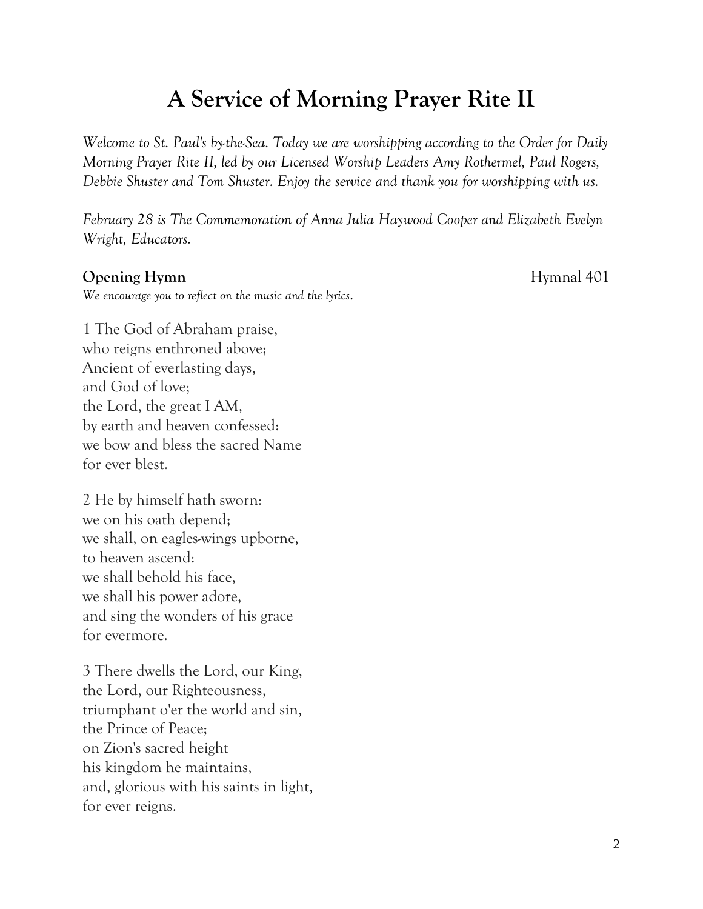# A Service of Morning Prayer Rite II

*Welcome to St. Paul's by-the-Sea. Today we are worshipping according to the Order for Daily Morning Prayer Rite II, led by our Licensed Worship Leaders Amy Rothermel, Paul Rogers, Debbie Shuster and Tom Shuster. Enjoy the service and thank you for worshipping with us.*

*February 28 is The Commemoration of Anna Julia Haywood Cooper and Elizabeth Evelyn Wright, Educators.*

**Opening Hymn** Hymnal 401

*We encourage you to reflect on the music and the lyrics.*

1 The God of Abraham praise,
who reigns enthroned above;
Ancient of everlasting days,
and God of love;
the Lord, the great I AM,
by earth and heaven confessed:
we bow and bless the sacred Name
for ever blest.

2 He by himself hath sworn:
we on his oath depend;
we shall, on eagles-wings upborne,
to heaven ascend:
we shall behold his face,
we shall his power adore,
and sing the wonders of his grace
for evermore.

3 There dwells the Lord, our King,
the Lord, our Righteousness,
triumphant o'er the world and sin,
the Prince of Peace;
on Zion's sacred height
his kingdom he maintains,
and, glorious with his saints in light,
for ever reigns.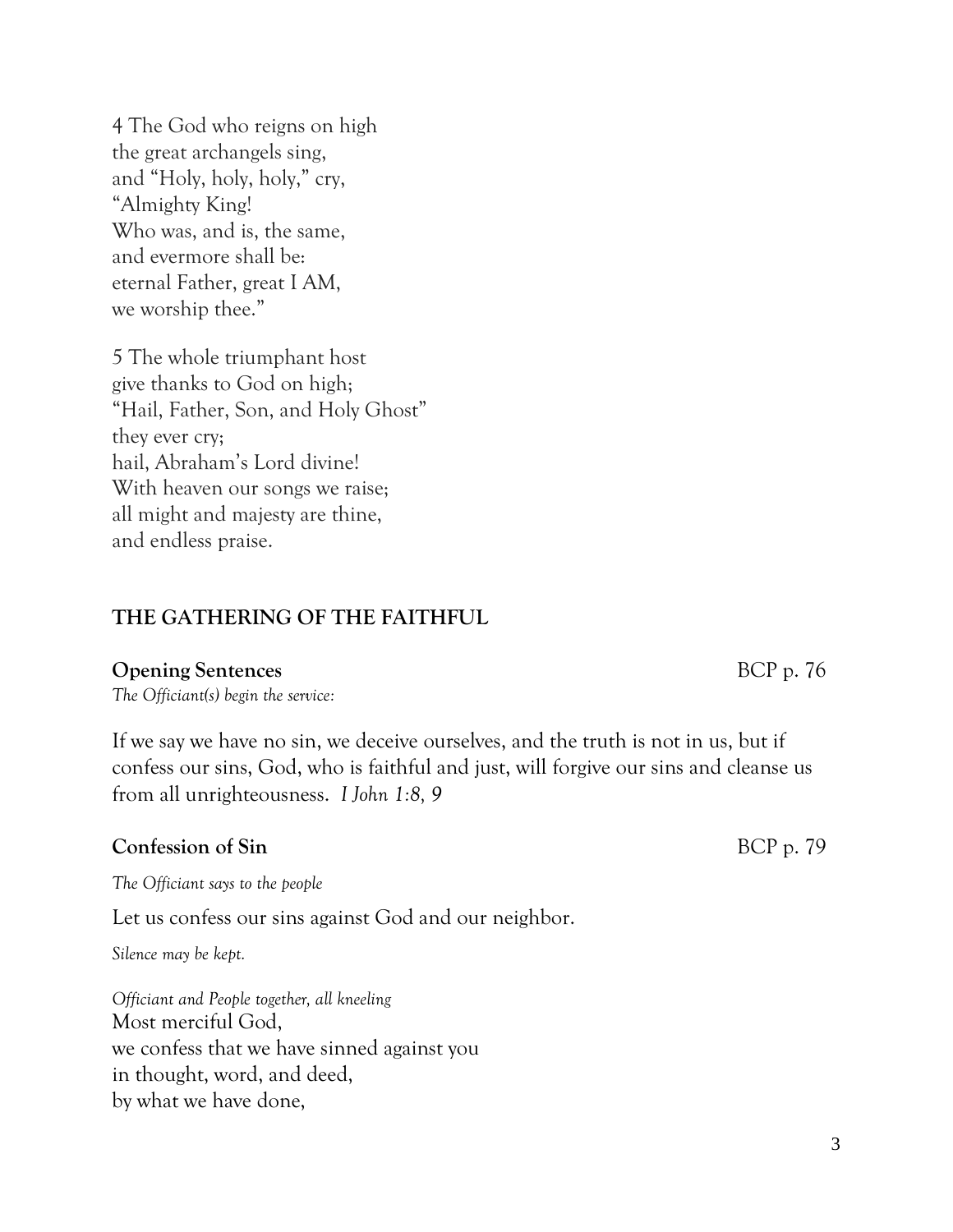4 The God who reigns on high
the great archangels sing,
and "Holy, holy, holy," cry,
"Almighty King!
Who was, and is, the same,
and evermore shall be:
eternal Father, great I AM,
we worship thee."

5 The whole triumphant host
give thanks to God on high;
"Hail, Father, Son, and Holy Ghost"
they ever cry;
hail, Abraham's Lord divine!
With heaven our songs we raise;
all might and majesty are thine,
and endless praise.

## THE GATHERING OF THE FAITHFUL

**Opening Sentences** BCP p. 76

*The Officiant(s) begin the service:*

If we say we have no sin, we deceive ourselves, and the truth is not in us, but if confess our sins, God, who is faithful and just, will forgive our sins and cleanse us from all unrighteousness. *I John 1:8, 9*

**Confession of Sin** BCP p. 79

*The Officiant says to the people*

Let us confess our sins against God and our neighbor.

*Silence may be kept.*

*Officiant and People together, all kneeling*

Most merciful God,
we confess that we have sinned against you
in thought, word, and deed,
by what we have done,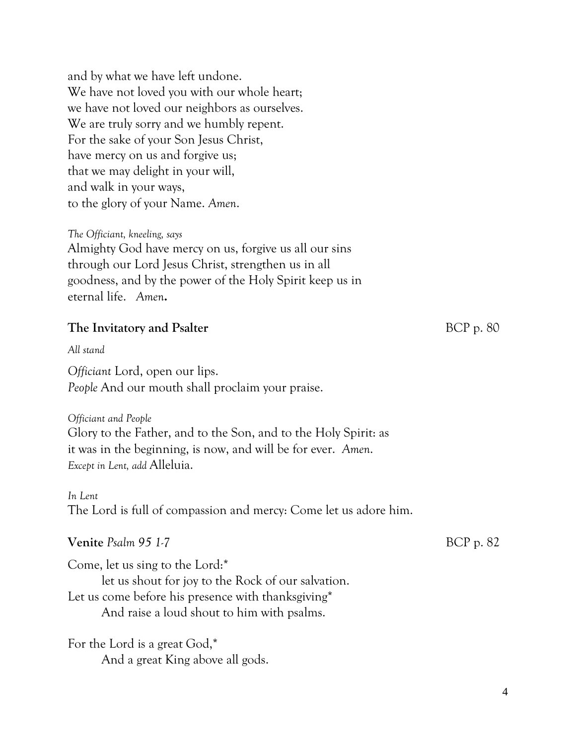and by what we have left undone.
We have not loved you with our whole heart;
we have not loved our neighbors as ourselves.
We are truly sorry and we humbly repent.
For the sake of your Son Jesus Christ,
have mercy on us and forgive us;
that we may delight in your will,
and walk in your ways,
to the glory of your Name. *Amen*.

*The Officiant, kneeling, says*
Almighty God have mercy on us, forgive us all our sins through our Lord Jesus Christ, strengthen us in all goodness, and by the power of the Holy Spirit keep us in eternal life. *Amen***.**

**The Invitatory and Psalter** BCP p. 80

*All stand*

*Officiant* Lord, open our lips.
*People* And our mouth shall proclaim your praise.

*Officiant and People*
Glory to the Father, and to the Son, and to the Holy Spirit: as it was in the beginning, is now, and will be for ever. *Amen*.
*Except in Lent, add* Alleluia.

*In Lent*
The Lord is full of compassion and mercy: Come let us adore him.

**Venite** *Psalm 95 1-7* BCP p. 82

Come, let us sing to the Lord:*
let us shout for joy to the Rock of our salvation.
Let us come before his presence with thanksgiving*
And raise a loud shout to him with psalms.

For the Lord is a great God,*
And a great King above all gods.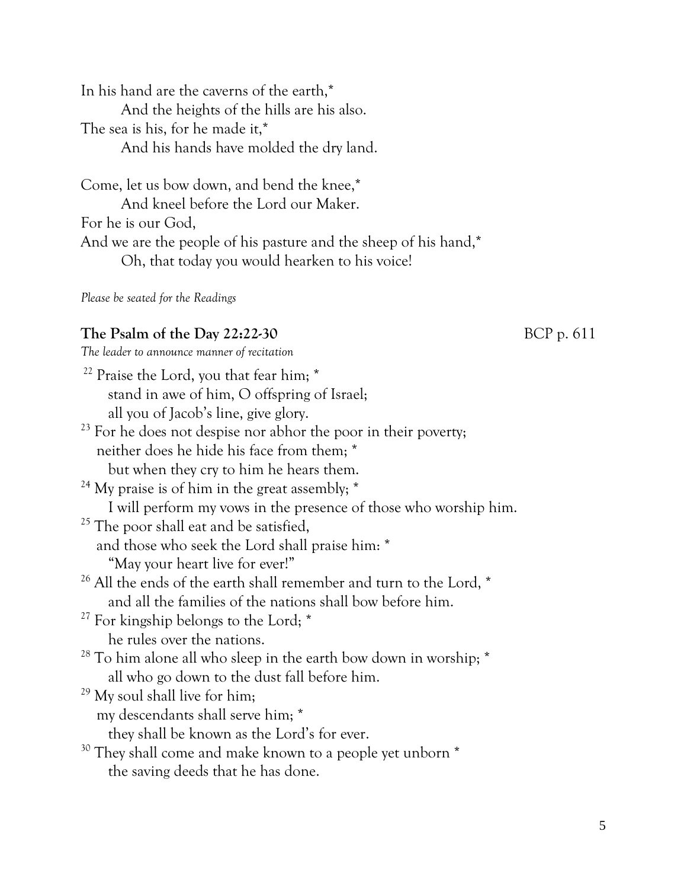In his hand are the caverns of the earth,*
        And the heights of the hills are his also.
The sea is his, for he made it,*
        And his hands have molded the dry land.

Come, let us bow down, and bend the knee,*
        And kneel before the Lord our Maker.
For he is our God,
And we are the people of his pasture and the sheep of his hand,*
        Oh, that today you would hearken to his voice!

*Please be seated for the Readings*

**The Psalm of the Day 22:22-30** BCP p. 611

*The leader to announce manner of recitation*

[22] Praise the Lord, you that fear him; *
    stand in awe of him, O offspring of Israel;
    all you of Jacob's line, give glory.
[23] For he does not despise nor abhor the poor in their poverty;
  neither does he hide his face from them; *
    but when they cry to him he hears them.
[24] My praise is of him in the great assembly; *
    I will perform my vows in the presence of those who worship him.
[25] The poor shall eat and be satisfied,
  and those who seek the Lord shall praise him: *
    "May your heart live for ever!"
[26] All the ends of the earth shall remember and turn to the Lord, *
    and all the families of the nations shall bow before him.
[27] For kingship belongs to the Lord; *
    he rules over the nations.
[28] To him alone all who sleep in the earth bow down in worship; *
    all who go down to the dust fall before him.
[29] My soul shall live for him;
  my descendants shall serve him; *
    they shall be known as the Lord's for ever.
[30] They shall come and make known to a people yet unborn *
    the saving deeds that he has done.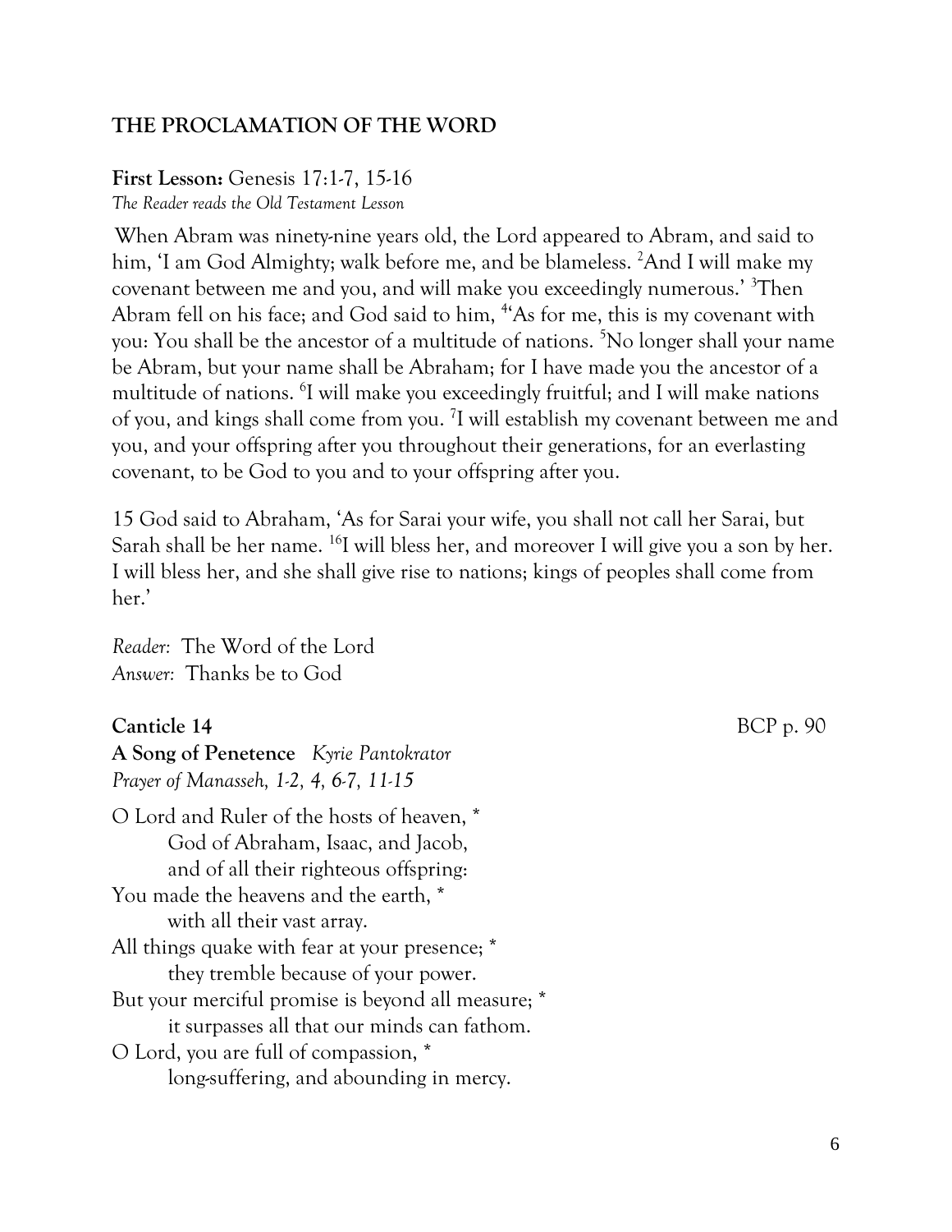## THE PROCLAMATION OF THE WORD

**First Lesson:** Genesis 17:1-7, 15-16
*The Reader reads the Old Testament Lesson*

When Abram was ninety-nine years old, the Lord appeared to Abram, and said to him, 'I am God Almighty; walk before me, and be blameless. [2]And I will make my covenant between me and you, and will make you exceedingly numerous.' [3]Then Abram fell on his face; and God said to him, [4]'As for me, this is my covenant with you: You shall be the ancestor of a multitude of nations. [5]No longer shall your name be Abram, but your name shall be Abraham; for I have made you the ancestor of a multitude of nations. [6]I will make you exceedingly fruitful; and I will make nations of you, and kings shall come from you. [7]I will establish my covenant between me and you, and your offspring after you throughout their generations, for an everlasting covenant, to be God to you and to your offspring after you.

15 God said to Abraham, 'As for Sarai your wife, you shall not call her Sarai, but Sarah shall be her name. [16]I will bless her, and moreover I will give you a son by her. I will bless her, and she shall give rise to nations; kings of peoples shall come from her.'

*Reader:* The Word of the Lord
*Answer:* Thanks be to God

**Canticle 14** BCP p. 90
**A Song of Penetence** *Kyrie Pantokrator*
*Prayer of Manasseh, 1-2, 4, 6-7, 11-15*

O Lord and Ruler of the hosts of heaven, *
God of Abraham, Isaac, and Jacob,
and of all their righteous offspring:
You made the heavens and the earth, *
with all their vast array.
All things quake with fear at your presence; *
they tremble because of your power.
But your merciful promise is beyond all measure; *
it surpasses all that our minds can fathom.
O Lord, you are full of compassion, *
long-suffering, and abounding in mercy.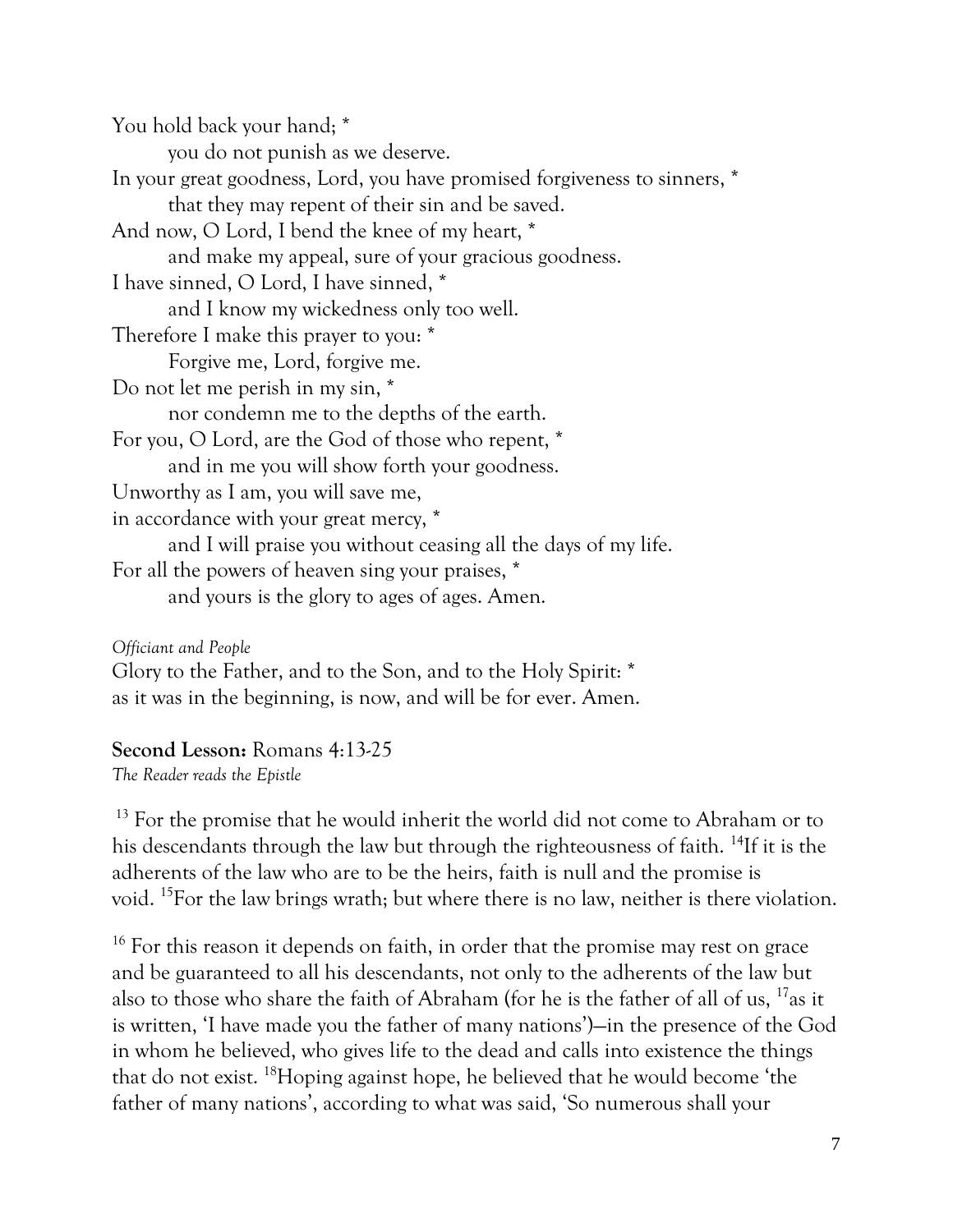You hold back your hand; *
  you do not punish as we deserve.
In your great goodness, Lord, you have promised forgiveness to sinners, *
  that they may repent of their sin and be saved.
And now, O Lord, I bend the knee of my heart, *
  and make my appeal, sure of your gracious goodness.
I have sinned, O Lord, I have sinned, *
  and I know my wickedness only too well.
Therefore I make this prayer to you: *
  Forgive me, Lord, forgive me.
Do not let me perish in my sin, *
  nor condemn me to the depths of the earth.
For you, O Lord, are the God of those who repent, *
  and in me you will show forth your goodness.
Unworthy as I am, you will save me,
in accordance with your great mercy, *
  and I will praise you without ceasing all the days of my life.
For all the powers of heaven sing your praises, *
  and yours is the glory to ages of ages. Amen.

*Officiant and People*
Glory to the Father, and to the Son, and to the Holy Spirit: *
as it was in the beginning, is now, and will be for ever. Amen.

**Second Lesson:** Romans 4:13-25
*The Reader reads the Epistle*

[13] For the promise that he would inherit the world did not come to Abraham or to his descendants through the law but through the righteousness of faith. [14]If it is the adherents of the law who are to be the heirs, faith is null and the promise is void. [15]For the law brings wrath; but where there is no law, neither is there violation.

[16] For this reason it depends on faith, in order that the promise may rest on grace and be guaranteed to all his descendants, not only to the adherents of the law but also to those who share the faith of Abraham (for he is the father of all of us, [17]as it is written, 'I have made you the father of many nations')—in the presence of the God in whom he believed, who gives life to the dead and calls into existence the things that do not exist. [18]Hoping against hope, he believed that he would become 'the father of many nations', according to what was said, 'So numerous shall your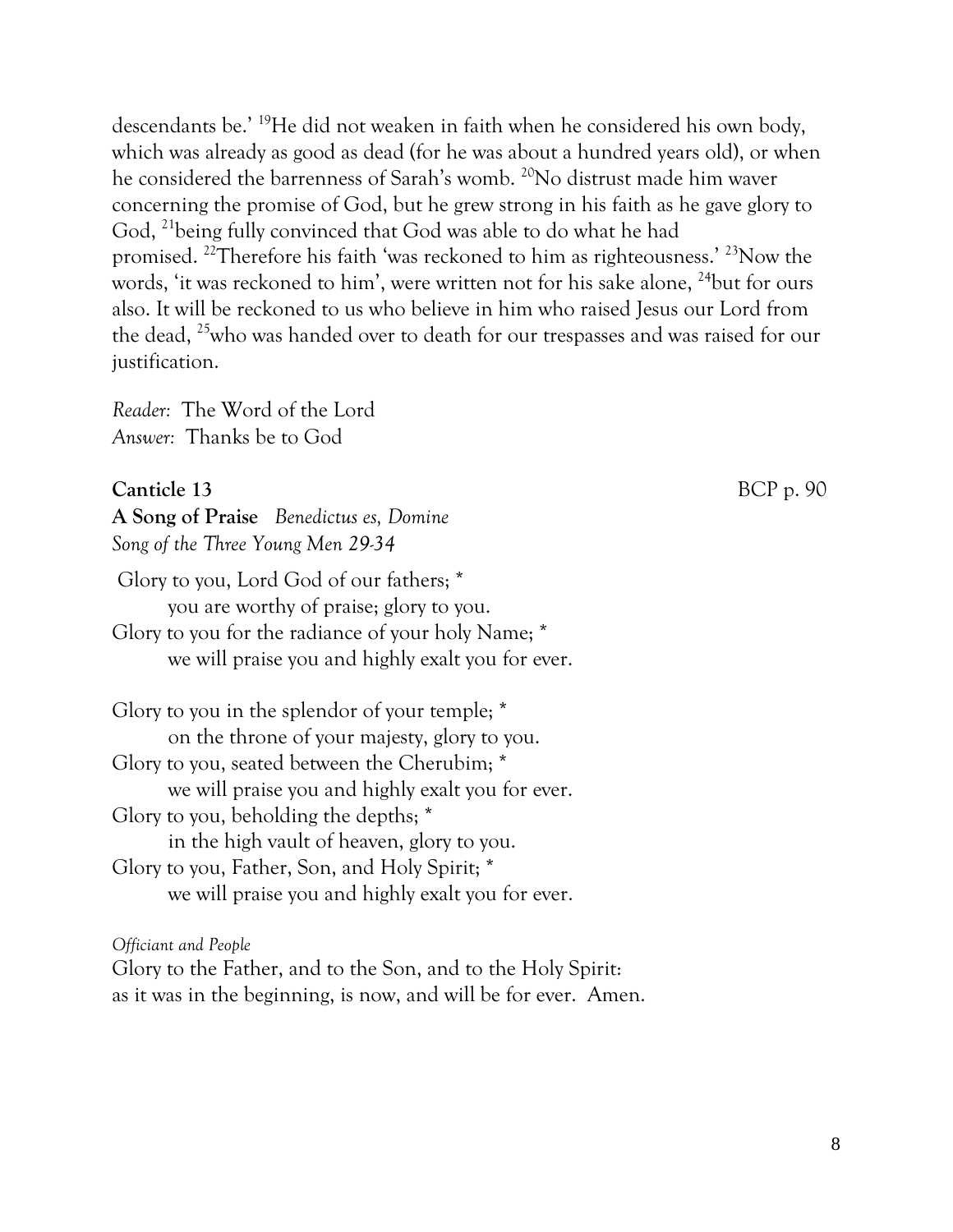descendants be.' [19]He did not weaken in faith when he considered his own body, which was already as good as dead (for he was about a hundred years old), or when he considered the barrenness of Sarah's womb. [20]No distrust made him waver concerning the promise of God, but he grew strong in his faith as he gave glory to God, [21]being fully convinced that God was able to do what he had promised. [22]Therefore his faith 'was reckoned to him as righteousness.' [23]Now the words, 'it was reckoned to him', were written not for his sake alone, [24]but for ours also. It will be reckoned to us who believe in him who raised Jesus our Lord from the dead, [25]who was handed over to death for our trespasses and was raised for our justification.

*Reader*: The Word of the Lord
*Answer*: Thanks be to God

**Canticle 13** BCP p. 90

**A Song of Praise** *Benedictus es, Domine*
*Song of the Three Young Men 29-34*

Glory to you, Lord God of our fathers; *
 you are worthy of praise; glory to you.
Glory to you for the radiance of your holy Name; *
 we will praise you and highly exalt you for ever.

Glory to you in the splendor of your temple; *
 on the throne of your majesty, glory to you.
Glory to you, seated between the Cherubim; *
 we will praise you and highly exalt you for ever.
Glory to you, beholding the depths; *
 in the high vault of heaven, glory to you.
Glory to you, Father, Son, and Holy Spirit; *
 we will praise you and highly exalt you for ever.

*Officiant and People*
Glory to the Father, and to the Son, and to the Holy Spirit:
as it was in the beginning, is now, and will be for ever. Amen.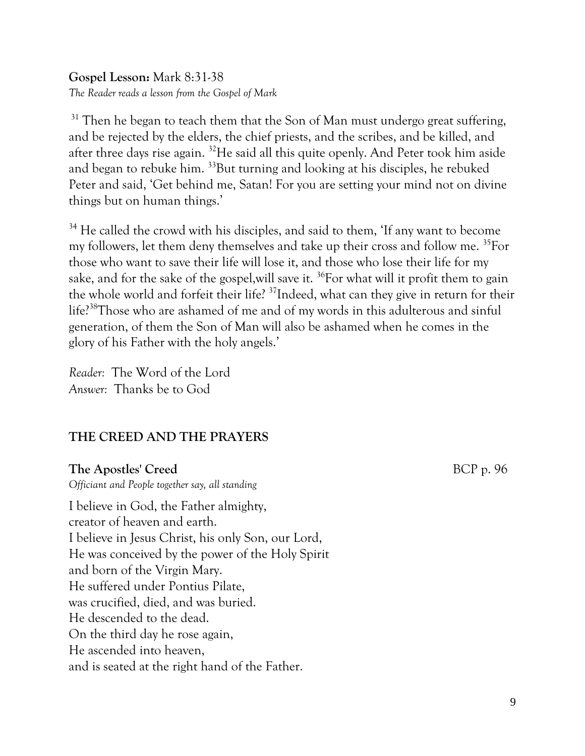**Gospel Lesson:** Mark 8:31-38
*The Reader reads a lesson from the Gospel of Mark*

[31] Then he began to teach them that the Son of Man must undergo great suffering, and be rejected by the elders, the chief priests, and the scribes, and be killed, and after three days rise again. [32]He said all this quite openly. And Peter took him aside and began to rebuke him. [33]But turning and looking at his disciples, he rebuked Peter and said, 'Get behind me, Satan! For you are setting your mind not on divine things but on human things.'

[34] He called the crowd with his disciples, and said to them, 'If any want to become my followers, let them deny themselves and take up their cross and follow me. [35]For those who want to save their life will lose it, and those who lose their life for my sake, and for the sake of the gospel,will save it. [36]For what will it profit them to gain the whole world and forfeit their life? [37]Indeed, what can they give in return for their life?[38]Those who are ashamed of me and of my words in this adulterous and sinful generation, of them the Son of Man will also be ashamed when he comes in the glory of his Father with the holy angels.'

*Reader:* The Word of the Lord
*Answer:* Thanks be to God

## THE CREED AND THE PRAYERS

**The Apostles' Creed** BCP p. 96
*Officiant and People together say, all standing*

I believe in God, the Father almighty,
creator of heaven and earth.
I believe in Jesus Christ, his only Son, our Lord,
He was conceived by the power of the Holy Spirit
and born of the Virgin Mary.
He suffered under Pontius Pilate,
was crucified, died, and was buried.
He descended to the dead.
On the third day he rose again,
He ascended into heaven,
and is seated at the right hand of the Father.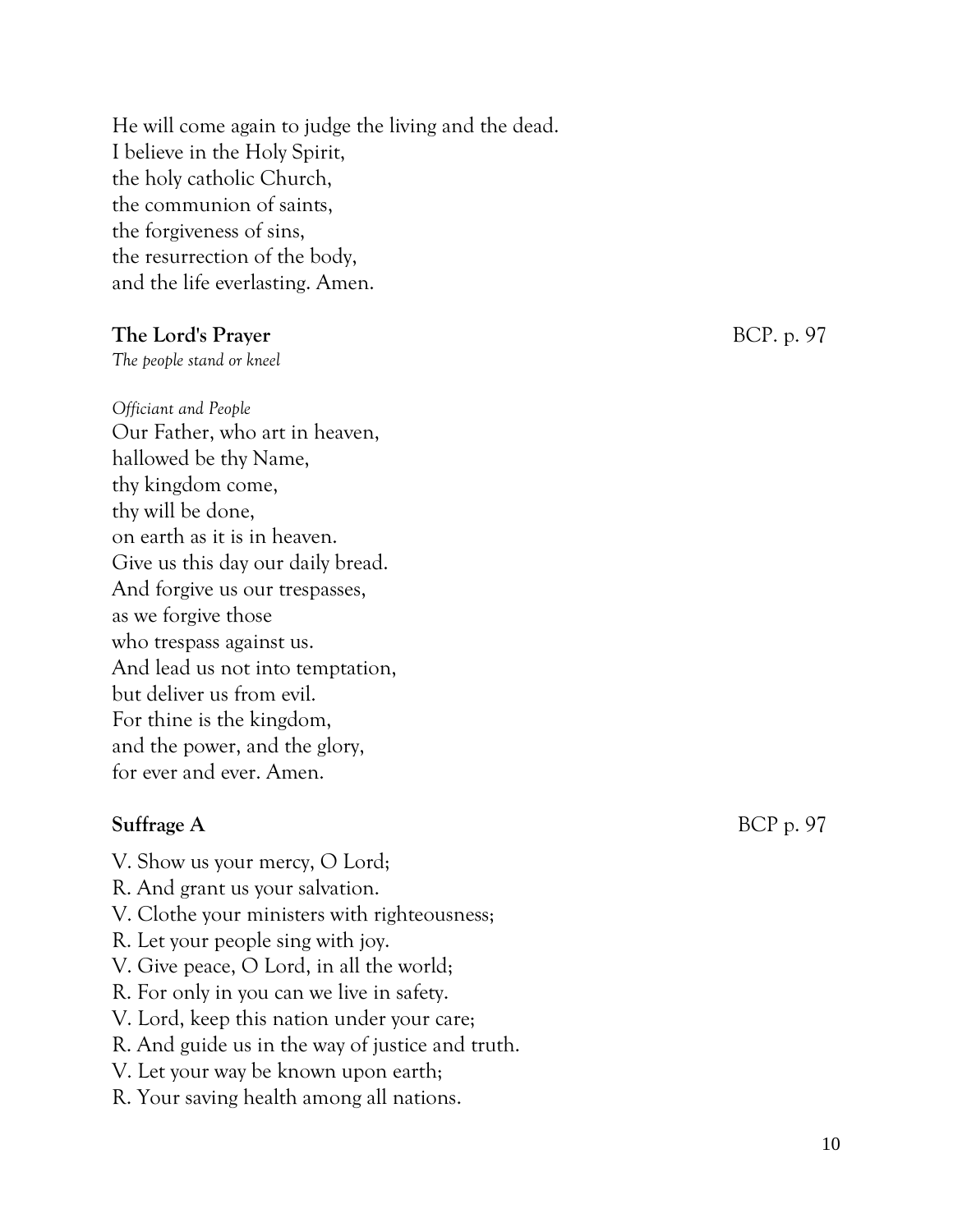He will come again to judge the living and the dead.
I believe in the Holy Spirit,
the holy catholic Church,
the communion of saints,
the forgiveness of sins,
the resurrection of the body,
and the life everlasting. Amen.

**The Lord's Prayer** BCP. p. 97

*The people stand or kneel*

*Officiant and People*
Our Father, who art in heaven,
hallowed be thy Name,
thy kingdom come,
thy will be done,
on earth as it is in heaven.
Give us this day our daily bread.
And forgive us our trespasses,
as we forgive those
who trespass against us.
And lead us not into temptation,
but deliver us from evil.
For thine is the kingdom,
and the power, and the glory,
for ever and ever. Amen.

**Suffrage A** BCP p. 97

V. Show us your mercy, O Lord;
R. And grant us your salvation.
V. Clothe your ministers with righteousness;
R. Let your people sing with joy.
V. Give peace, O Lord, in all the world;
R. For only in you can we live in safety.
V. Lord, keep this nation under your care;
R. And guide us in the way of justice and truth.
V. Let your way be known upon earth;
R. Your saving health among all nations.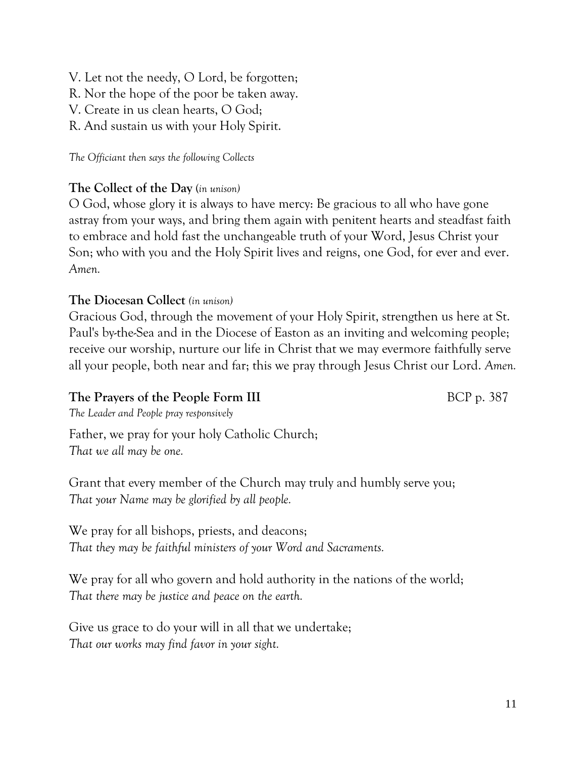V. Let not the needy, O Lord, be forgotten;
R. Nor the hope of the poor be taken away.
V. Create in us clean hearts, O God;
R. And sustain us with your Holy Spirit.

*The Officiant then says the following Collects*

**The Collect of the Day** (*in unison)*

O God, whose glory it is always to have mercy: Be gracious to all who have gone astray from your ways, and bring them again with penitent hearts and steadfast faith to embrace and hold fast the unchangeable truth of your Word, Jesus Christ your Son; who with you and the Holy Spirit lives and reigns, one God, for ever and ever. *Amen.*

**The Diocesan Collect** *(in unison)*

Gracious God, through the movement of your Holy Spirit, strengthen us here at St. Paul's by-the-Sea and in the Diocese of Easton as an inviting and welcoming people; receive our worship, nurture our life in Christ that we may evermore faithfully serve all your people, both near and far; this we pray through Jesus Christ our Lord. *Amen.*

**The Prayers of the People Form III** BCP p. 387

*The Leader and People pray responsively*

Father, we pray for your holy Catholic Church;
*That we all may be one.*

Grant that every member of the Church may truly and humbly serve you;
*That your Name may be glorified by all people.*

We pray for all bishops, priests, and deacons;
*That they may be faithful ministers of your Word and Sacraments.*

We pray for all who govern and hold authority in the nations of the world;
*That there may be justice and peace on the earth.*

Give us grace to do your will in all that we undertake;
*That our works may find favor in your sight.*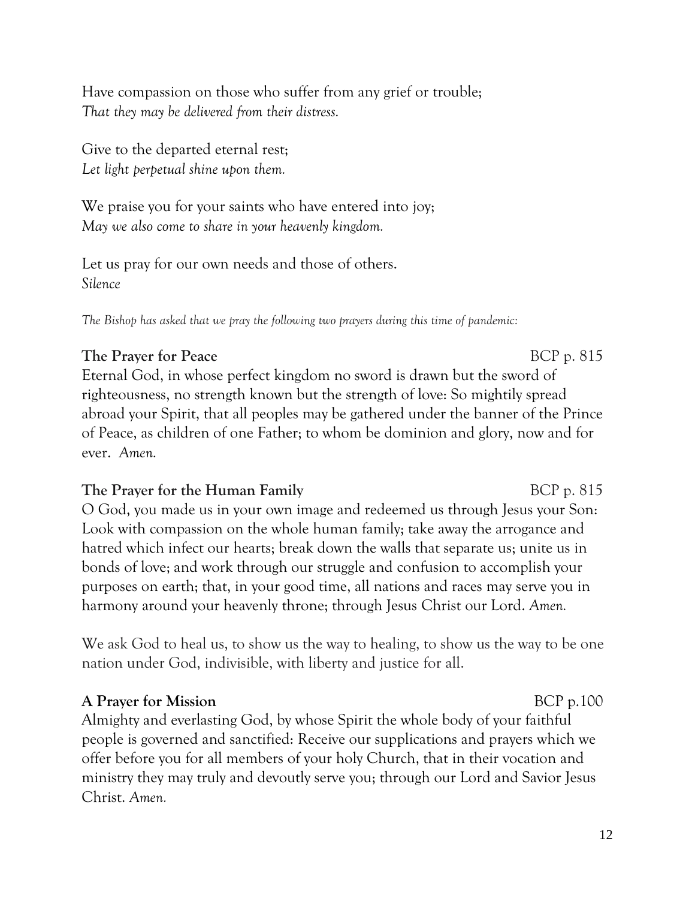Have compassion on those who suffer from any grief or trouble;
*That they may be delivered from their distress.*

Give to the departed eternal rest;
*Let light perpetual shine upon them.*

We praise you for your saints who have entered into joy;
*May we also come to share in your heavenly kingdom.*

Let us pray for our own needs and those of others.
*Silence*

*The Bishop has asked that we pray the following two prayers during this time of pandemic:*

**The Prayer for Peace** BCP p. 815

Eternal God, in whose perfect kingdom no sword is drawn but the sword of righteousness, no strength known but the strength of love: So mightily spread abroad your Spirit, that all peoples may be gathered under the banner of the Prince of Peace, as children of one Father; to whom be dominion and glory, now and for ever. *Amen.*

**The Prayer for the Human Family** BCP p. 815

O God, you made us in your own image and redeemed us through Jesus your Son: Look with compassion on the whole human family; take away the arrogance and hatred which infect our hearts; break down the walls that separate us; unite us in bonds of love; and work through our struggle and confusion to accomplish your purposes on earth; that, in your good time, all nations and races may serve you in harmony around your heavenly throne; through Jesus Christ our Lord. *Amen.*

We ask God to heal us, to show us the way to healing, to show us the way to be one nation under God, indivisible, with liberty and justice for all.

**A Prayer for Mission** BCP p.100

Almighty and everlasting God, by whose Spirit the whole body of your faithful people is governed and sanctified: Receive our supplications and prayers which we offer before you for all members of your holy Church, that in their vocation and ministry they may truly and devoutly serve you; through our Lord and Savior Jesus Christ. *Amen.*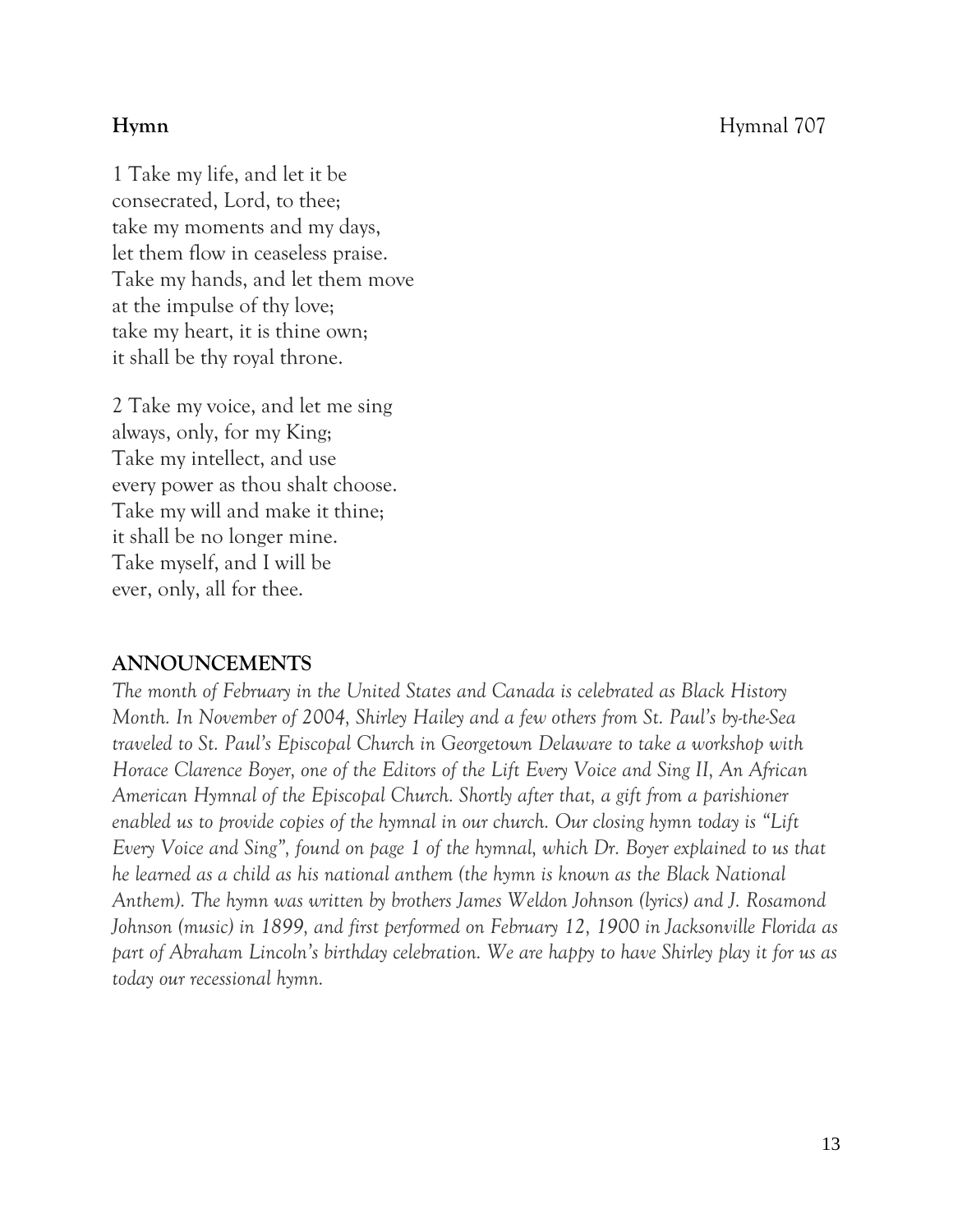**Hymn** Hymnal 707

1 Take my life, and let it be
consecrated, Lord, to thee;
take my moments and my days,
let them flow in ceaseless praise.
Take my hands, and let them move
at the impulse of thy love;
take my heart, it is thine own;
it shall be thy royal throne.

2 Take my voice, and let me sing
always, only, for my King;
Take my intellect, and use
every power as thou shalt choose.
Take my will and make it thine;
it shall be no longer mine.
Take myself, and I will be
ever, only, all for thee.

## ANNOUNCEMENTS

*The month of February in the United States and Canada is celebrated as Black History Month. In November of 2004, Shirley Hailey and a few others from St. Paul's by-the-Sea traveled to St. Paul's Episcopal Church in Georgetown Delaware to take a workshop with Horace Clarence Boyer, one of the Editors of the Lift Every Voice and Sing II, An African American Hymnal of the Episcopal Church. Shortly after that, a gift from a parishioner enabled us to provide copies of the hymnal in our church. Our closing hymn today is "Lift Every Voice and Sing", found on page 1 of the hymnal, which Dr. Boyer explained to us that he learned as a child as his national anthem (the hymn is known as the Black National Anthem). The hymn was written by brothers James Weldon Johnson (lyrics) and J. Rosamond Johnson (music) in 1899, and first performed on February 12, 1900 in Jacksonville Florida as part of Abraham Lincoln's birthday celebration. We are happy to have Shirley play it for us as today our recessional hymn.*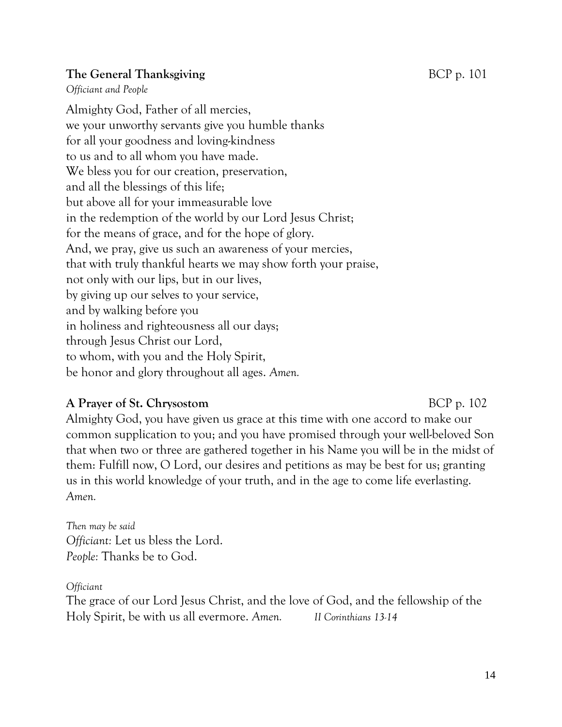**The General Thanksgiving** BCP p. 101

*Officiant and People*

Almighty God, Father of all mercies,
we your unworthy servants give you humble thanks
for all your goodness and loving-kindness
to us and to all whom you have made.
We bless you for our creation, preservation,
and all the blessings of this life;
but above all for your immeasurable love
in the redemption of the world by our Lord Jesus Christ;
for the means of grace, and for the hope of glory.
And, we pray, give us such an awareness of your mercies,
that with truly thankful hearts we may show forth your praise,
not only with our lips, but in our lives,
by giving up our selves to your service,
and by walking before you
in holiness and righteousness all our days;
through Jesus Christ our Lord,
to whom, with you and the Holy Spirit,
be honor and glory throughout all ages. *Amen.*

**A Prayer of St. Chrysostom** BCP p. 102

Almighty God, you have given us grace at this time with one accord to make our common supplication to you; and you have promised through your well-beloved Son that when two or three are gathered together in his Name you will be in the midst of them: Fulfill now, O Lord, our desires and petitions as may be best for us; granting us in this world knowledge of your truth, and in the age to come life everlasting. *Amen.*

*Then may be said*
*Officiant:* Let us bless the Lord.
*People:* Thanks be to God.

*Officiant*

The grace of our Lord Jesus Christ, and the love of God, and the fellowship of the Holy Spirit, be with us all evermore. *Amen.* *II Corinthians 13-14*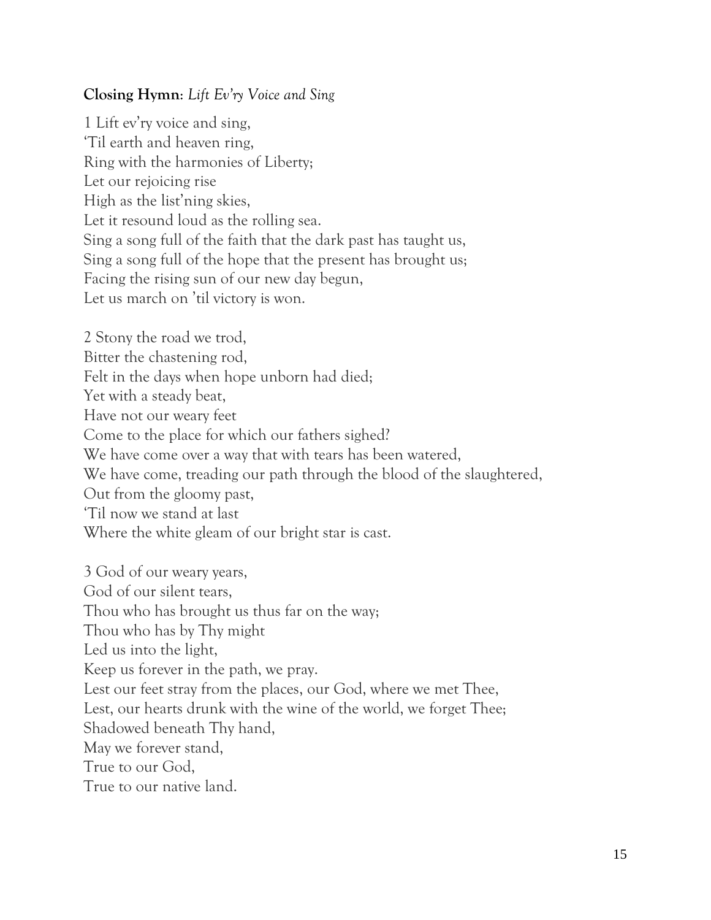**Closing Hymn**: *Lift Ev'ry Voice and Sing*

1 Lift ev'ry voice and sing,  
'Til earth and heaven ring,  
Ring with the harmonies of Liberty;  
Let our rejoicing rise  
High as the list'ning skies,  
Let it resound loud as the rolling sea.  
Sing a song full of the faith that the dark past has taught us,  
Sing a song full of the hope that the present has brought us;  
Facing the rising sun of our new day begun,  
Let us march on 'til victory is won.

2 Stony the road we trod,  
Bitter the chastening rod,  
Felt in the days when hope unborn had died;  
Yet with a steady beat,  
Have not our weary feet  
Come to the place for which our fathers sighed?  
We have come over a way that with tears has been watered,  
We have come, treading our path through the blood of the slaughtered,  
Out from the gloomy past,  
'Til now we stand at last  
Where the white gleam of our bright star is cast.

3 God of our weary years,  
God of our silent tears,  
Thou who has brought us thus far on the way;  
Thou who has by Thy might  
Led us into the light,  
Keep us forever in the path, we pray.  
Lest our feet stray from the places, our God, where we met Thee,  
Lest, our hearts drunk with the wine of the world, we forget Thee;  
Shadowed beneath Thy hand,  
May we forever stand,  
True to our God,  
True to our native land.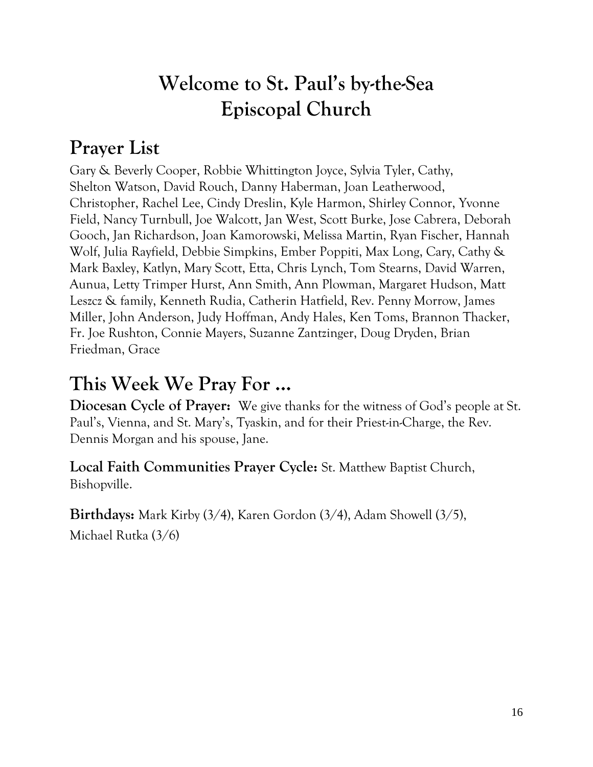# Welcome to St. Paul's by-the-Sea Episcopal Church

## Prayer List

Gary & Beverly Cooper, Robbie Whittington Joyce, Sylvia Tyler, Cathy, Shelton Watson, David Rouch, Danny Haberman, Joan Leatherwood, Christopher, Rachel Lee, Cindy Dreslin, Kyle Harmon, Shirley Connor, Yvonne Field, Nancy Turnbull, Joe Walcott, Jan West, Scott Burke, Jose Cabrera, Deborah Gooch, Jan Richardson, Joan Kamorowski, Melissa Martin, Ryan Fischer, Hannah Wolf, Julia Rayfield, Debbie Simpkins, Ember Poppiti, Max Long, Cary, Cathy & Mark Baxley, Katlyn, Mary Scott, Etta, Chris Lynch, Tom Stearns, David Warren, Aunua, Letty Trimper Hurst, Ann Smith, Ann Plowman, Margaret Hudson, Matt Leszcz & family, Kenneth Rudia, Catherin Hatfield, Rev. Penny Morrow, James Miller, John Anderson, Judy Hoffman, Andy Hales, Ken Toms, Brannon Thacker, Fr. Joe Rushton, Connie Mayers, Suzanne Zantzinger, Doug Dryden, Brian Friedman, Grace

## This Week We Pray For …

**Diocesan Cycle of Prayer:** We give thanks for the witness of God's people at St. Paul's, Vienna, and St. Mary's, Tyaskin, and for their Priest-in-Charge, the Rev. Dennis Morgan and his spouse, Jane.

**Local Faith Communities Prayer Cycle:** St. Matthew Baptist Church, Bishopville.

**Birthdays:** Mark Kirby (3/4), Karen Gordon (3/4), Adam Showell (3/5), Michael Rutka (3/6)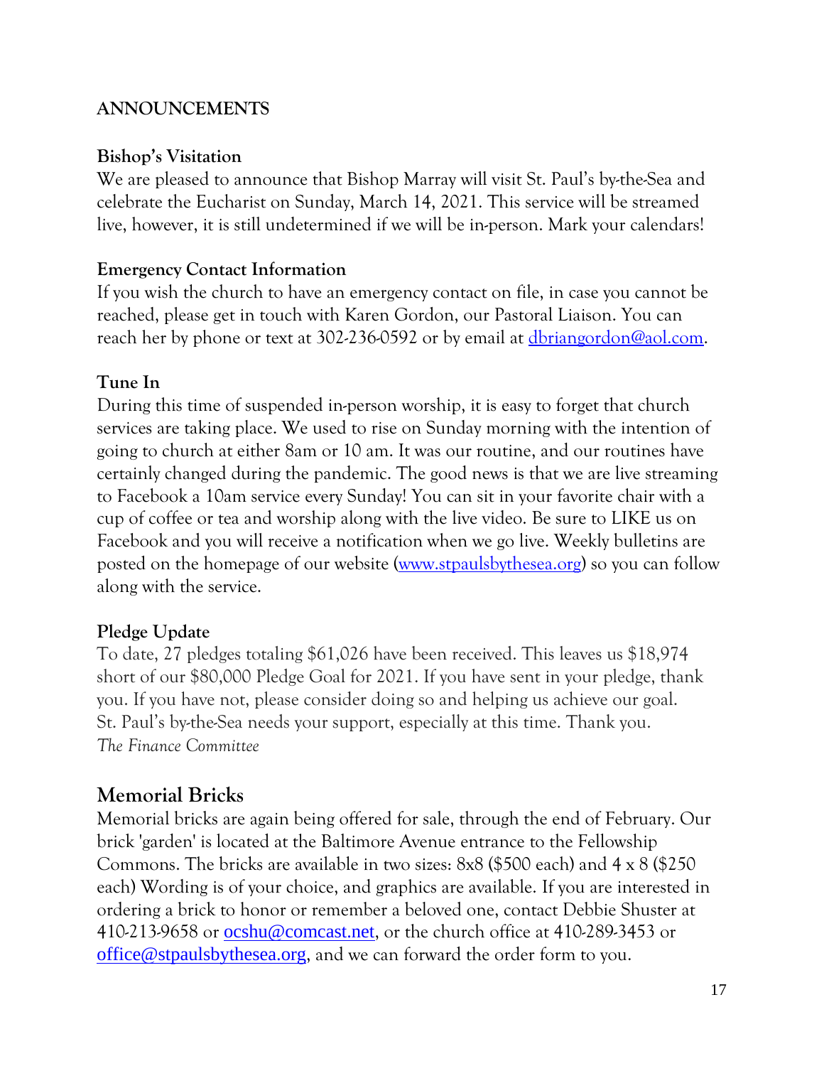## ANNOUNCEMENTS

### Bishop's Visitation

We are pleased to announce that Bishop Marray will visit St. Paul's by-the-Sea and celebrate the Eucharist on Sunday, March 14, 2021. This service will be streamed live, however, it is still undetermined if we will be in-person. Mark your calendars!

### Emergency Contact Information

If you wish the church to have an emergency contact on file, in case you cannot be reached, please get in touch with Karen Gordon, our Pastoral Liaison. You can reach her by phone or text at 302-236-0592 or by email at dbriangordon@aol.com.

### Tune In

During this time of suspended in-person worship, it is easy to forget that church services are taking place. We used to rise on Sunday morning with the intention of going to church at either 8am or 10 am. It was our routine, and our routines have certainly changed during the pandemic. The good news is that we are live streaming to Facebook a 10am service every Sunday! You can sit in your favorite chair with a cup of coffee or tea and worship along with the live video. Be sure to LIKE us on Facebook and you will receive a notification when we go live. Weekly bulletins are posted on the homepage of our website (www.stpaulsbythesea.org) so you can follow along with the service.

### Pledge Update

To date, 27 pledges totaling $61,026 have been received. This leaves us $18,974 short of our $80,000 Pledge Goal for 2021. If you have sent in your pledge, thank you. If you have not, please consider doing so and helping us achieve our goal. St. Paul's by-the-Sea needs your support, especially at this time. Thank you.
*The Finance Committee*

## Memorial Bricks

Memorial bricks are again being offered for sale, through the end of February. Our brick 'garden' is located at the Baltimore Avenue entrance to the Fellowship Commons. The bricks are available in two sizes: 8x8 ($500 each) and 4 x 8 ($250 each) Wording is of your choice, and graphics are available. If you are interested in ordering a brick to honor or remember a beloved one, contact Debbie Shuster at 410-213-9658 or ocshu@comcast.net, or the church office at 410-289-3453 or office@stpaulsbythesea.org, and we can forward the order form to you.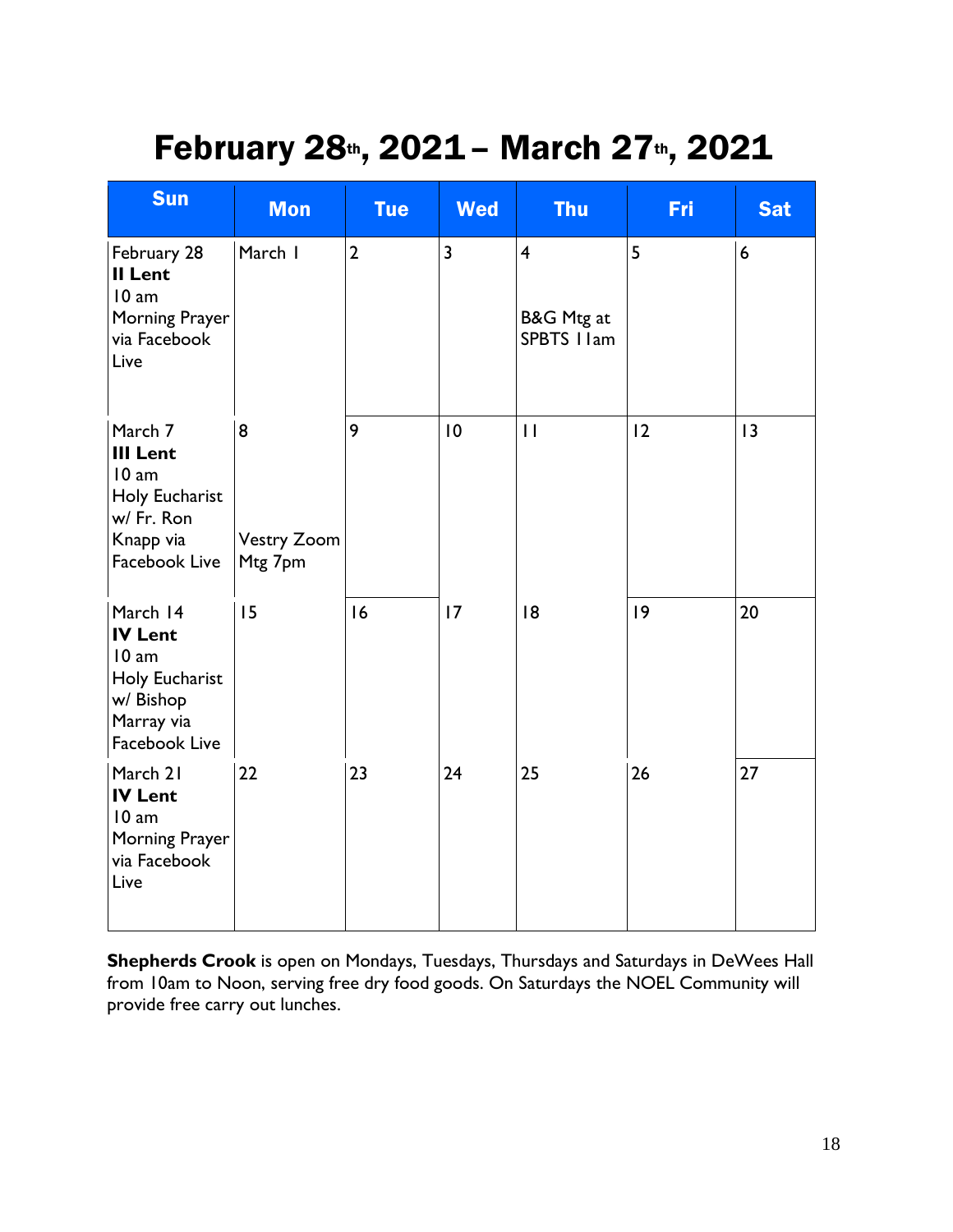# February 28th, 2021 – March 27th, 2021

| Sun | Mon | Tue | Wed | Thu | Fri | Sat |
|---|---|---|---|---|---|---|
| February 28<br>**II Lent**<br>10 am<br>Morning Prayer via Facebook Live | March 1 | 2 | 3 | 4<br><br>B&G Mtg at SPBTS 11am | 5 | 6 |
| March 7<br>**III Lent**<br>10 am<br>Holy Eucharist w/ Fr. Ron Knapp via Facebook Live | 8<br><br>Vestry Zoom Mtg 7pm | 9 | 10 | 11 | 12 | 13 |
| March 14<br>**IV Lent**<br>10 am<br>Holy Eucharist w/ Bishop Marray via Facebook Live | 15 | 16 | 17 | 18 | 19 | 20 |
| March 21<br>**IV Lent**<br>10 am<br>Morning Prayer via Facebook Live | 22 | 23 | 24 | 25 | 26 | 27 |

**Shepherds Crook** is open on Mondays, Tuesdays, Thursdays and Saturdays in DeWees Hall from 10am to Noon, serving free dry food goods. On Saturdays the NOEL Community will provide free carry out lunches.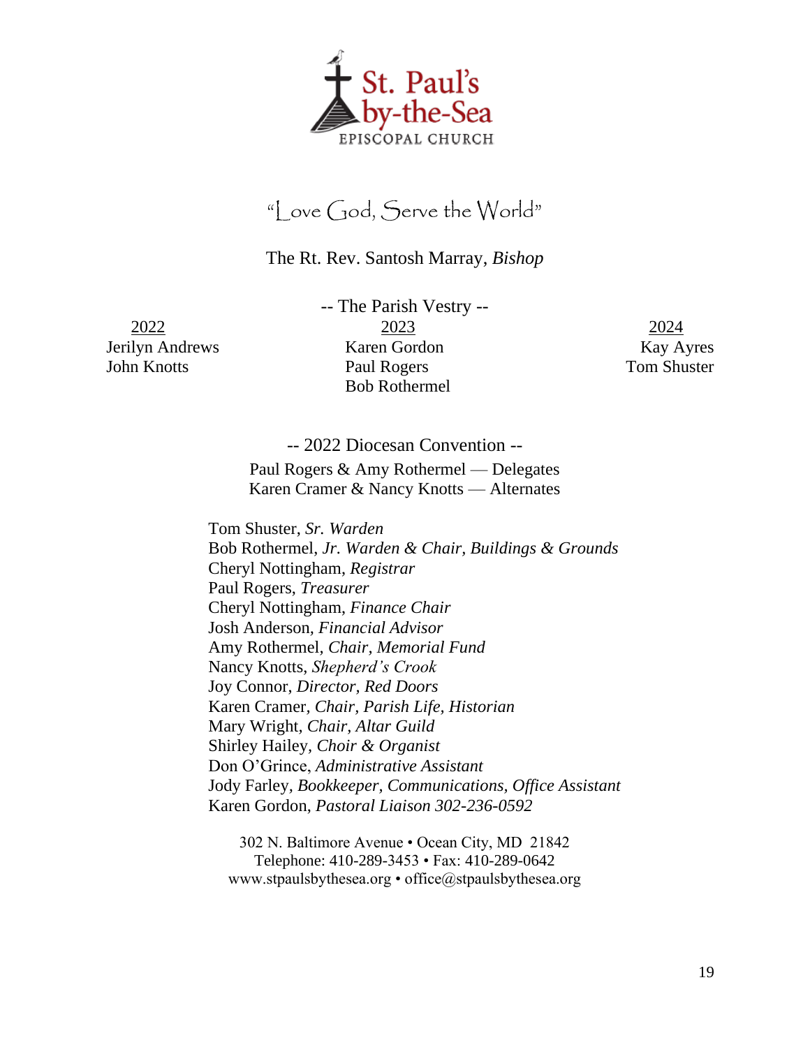St. Paul's by-the-Sea

EPISCOPAL CHURCH

"Love God, Serve the World"

The Rt. Rev. Santosh Marray, *Bishop*

-- The Parish Vestry --

| 2022 | 2023 | 2024 |
| --- | --- | --- |
| Jerilyn Andrews | Karen Gordon | Kay Ayres |
| John Knotts | Paul Rogers | Tom Shuster |
| | Bob Rothermel | |

-- 2022 Diocesan Convention --

Paul Rogers & Amy Rothermel — Delegates
Karen Cramer & Nancy Knotts — Alternates

Tom Shuster, *Sr. Warden*
Bob Rothermel, *Jr. Warden & Chair, Buildings & Grounds*
Cheryl Nottingham, *Registrar*
Paul Rogers, *Treasurer*
Cheryl Nottingham, *Finance Chair*
Josh Anderson, *Financial Advisor*
Amy Rothermel, *Chair, Memorial Fund*
Nancy Knotts, *Shepherd's Crook*
Joy Connor, *Director, Red Doors*
Karen Cramer, *Chair, Parish Life, Historian*
Mary Wright, *Chair, Altar Guild*
Shirley Hailey, *Choir & Organist*
Don O'Grince, *Administrative Assistant*
Jody Farley, *Bookkeeper, Communications, Office Assistant*
Karen Gordon, *Pastoral Liaison 302-236-0592*

302 N. Baltimore Avenue • Ocean City, MD 21842
Telephone: 410-289-3453 • Fax: 410-289-0642
www.stpaulsbythesea.org • office@stpaulsbythesea.org